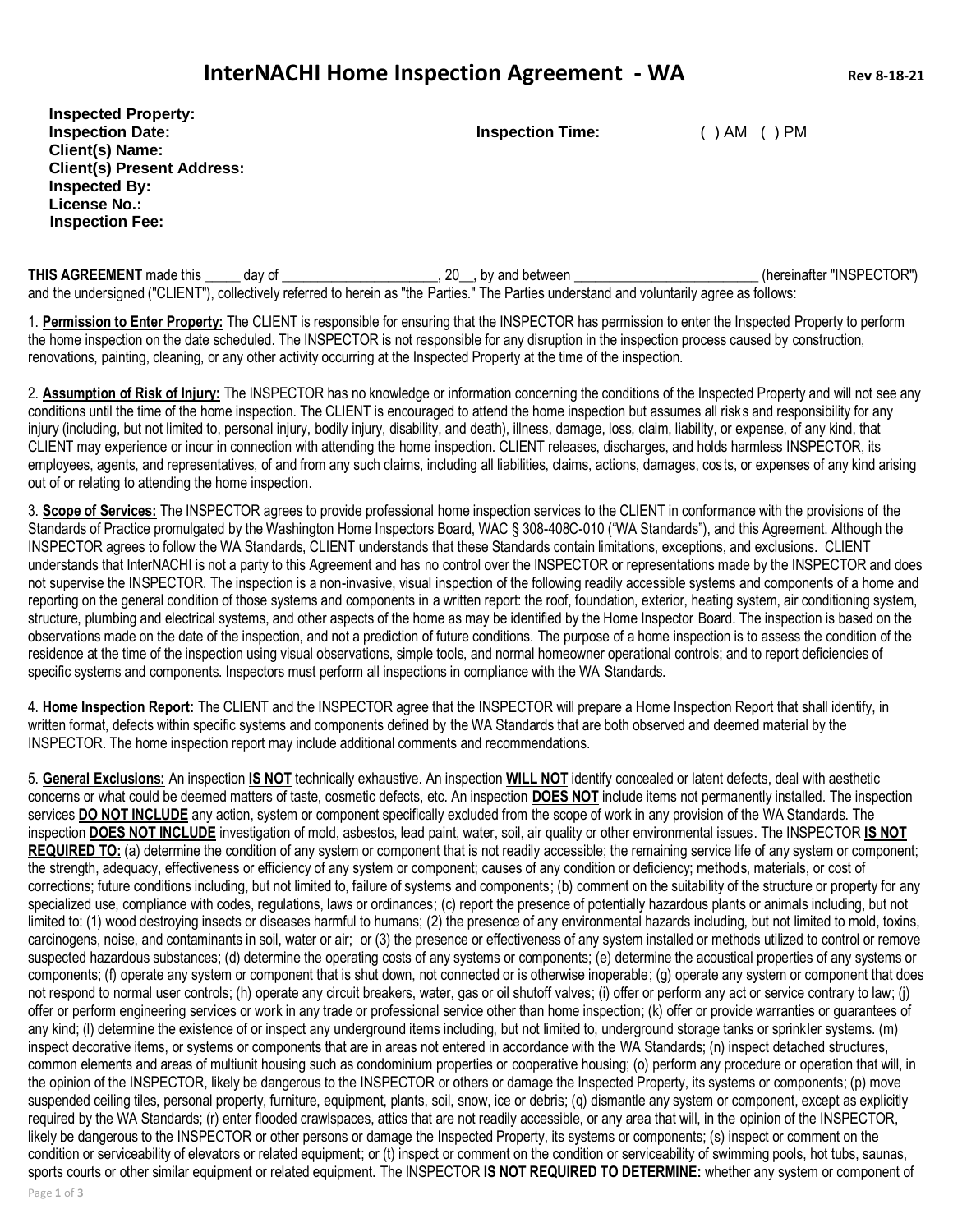# InterNACHI Home Inspection Agreement - WA

Rev 8-18-21

**Inspected Property:**
**Inspection Date:** **Inspection Time:** ( ) AM ( ) PM
**Client(s) Name:**
**Client(s) Present Address:**
**Inspected By:**
**License No.:**
**Inspection Fee:**

**THIS AGREEMENT** made this _____ day of _____________________, 20__, by and between _________________________ (hereinafter "INSPECTOR") and the undersigned ("CLIENT"), collectively referred to herein as "the Parties." The Parties understand and voluntarily agree as follows:

1. **Permission to Enter Property:** The CLIENT is responsible for ensuring that the INSPECTOR has permission to enter the Inspected Property to perform the home inspection on the date scheduled. The INSPECTOR is not responsible for any disruption in the inspection process caused by construction, renovations, painting, cleaning, or any other activity occurring at the Inspected Property at the time of the inspection.

2. **Assumption of Risk of Injury:** The INSPECTOR has no knowledge or information concerning the conditions of the Inspected Property and will not see any conditions until the time of the home inspection. The CLIENT is encouraged to attend the home inspection but assumes all risks and responsibility for any injury (including, but not limited to, personal injury, bodily injury, disability, and death), illness, damage, loss, claim, liability, or expense, of any kind, that CLIENT may experience or incur in connection with attending the home inspection. CLIENT releases, discharges, and holds harmless INSPECTOR, its employees, agents, and representatives, of and from any such claims, including all liabilities, claims, actions, damages, costs, or expenses of any kind arising out of or relating to attending the home inspection.

3. **Scope of Services:** The INSPECTOR agrees to provide professional home inspection services to the CLIENT in conformance with the provisions of the Standards of Practice promulgated by the Washington Home Inspectors Board, WAC § 308-408C-010 ("WA Standards"), and this Agreement. Although the INSPECTOR agrees to follow the WA Standards, CLIENT understands that these Standards contain limitations, exceptions, and exclusions. CLIENT understands that InterNACHI is not a party to this Agreement and has no control over the INSPECTOR or representations made by the INSPECTOR and does not supervise the INSPECTOR. The inspection is a non-invasive, visual inspection of the following readily accessible systems and components of a home and reporting on the general condition of those systems and components in a written report: the roof, foundation, exterior, heating system, air conditioning system, structure, plumbing and electrical systems, and other aspects of the home as may be identified by the Home Inspector Board. The inspection is based on the observations made on the date of the inspection, and not a prediction of future conditions. The purpose of a home inspection is to assess the condition of the residence at the time of the inspection using visual observations, simple tools, and normal homeowner operational controls; and to report deficiencies of specific systems and components. Inspectors must perform all inspections in compliance with the WA Standards.

4. **Home Inspection Report:** The CLIENT and the INSPECTOR agree that the INSPECTOR will prepare a Home Inspection Report that shall identify, in written format, defects within specific systems and components defined by the WA Standards that are both observed and deemed material by the INSPECTOR. The home inspection report may include additional comments and recommendations.

5. **General Exclusions:** An inspection **IS NOT** technically exhaustive. An inspection **WILL NOT** identify concealed or latent defects, deal with aesthetic concerns or what could be deemed matters of taste, cosmetic defects, etc. An inspection **DOES NOT** include items not permanently installed. The inspection services **DO NOT INCLUDE** any action, system or component specifically excluded from the scope of work in any provision of the WA Standards. The inspection **DOES NOT INCLUDE** investigation of mold, asbestos, lead paint, water, soil, air quality or other environmental issues. The INSPECTOR **IS NOT REQUIRED TO:** (a) determine the condition of any system or component that is not readily accessible; the remaining service life of any system or component; the strength, adequacy, effectiveness or efficiency of any system or component; causes of any condition or deficiency; methods, materials, or cost of corrections; future conditions including, but not limited to, failure of systems and components; (b) comment on the suitability of the structure or property for any specialized use, compliance with codes, regulations, laws or ordinances; (c) report the presence of potentially hazardous plants or animals including, but not limited to: (1) wood destroying insects or diseases harmful to humans; (2) the presence of any environmental hazards including, but not limited to mold, toxins, carcinogens, noise, and contaminants in soil, water or air; or (3) the presence or effectiveness of any system installed or methods utilized to control or remove suspected hazardous substances; (d) determine the operating costs of any systems or components; (e) determine the acoustical properties of any systems or components; (f) operate any system or component that is shut down, not connected or is otherwise inoperable; (g) operate any system or component that does not respond to normal user controls; (h) operate any circuit breakers, water, gas or oil shutoff valves; (i) offer or perform any act or service contrary to law; (j) offer or perform engineering services or work in any trade or professional service other than home inspection; (k) offer or provide warranties or guarantees of any kind; (l) determine the existence of or inspect any underground items including, but not limited to, underground storage tanks or sprinkler systems. (m) inspect decorative items, or systems or components that are in areas not entered in accordance with the WA Standards; (n) inspect detached structures, common elements and areas of multiunit housing such as condominium properties or cooperative housing; (o) perform any procedure or operation that will, in the opinion of the INSPECTOR, likely be dangerous to the INSPECTOR or others or damage the Inspected Property, its systems or components; (p) move suspended ceiling tiles, personal property, furniture, equipment, plants, soil, snow, ice or debris; (q) dismantle any system or component, except as explicitly required by the WA Standards; (r) enter flooded crawlspaces, attics that are not readily accessible, or any area that will, in the opinion of the INSPECTOR, likely be dangerous to the INSPECTOR or other persons or damage the Inspected Property, its systems or components; (s) inspect or comment on the condition or serviceability of elevators or related equipment; or (t) inspect or comment on the condition or serviceability of swimming pools, hot tubs, saunas, sports courts or other similar equipment or related equipment. The INSPECTOR **IS NOT REQUIRED TO DETERMINE:** whether any system or component of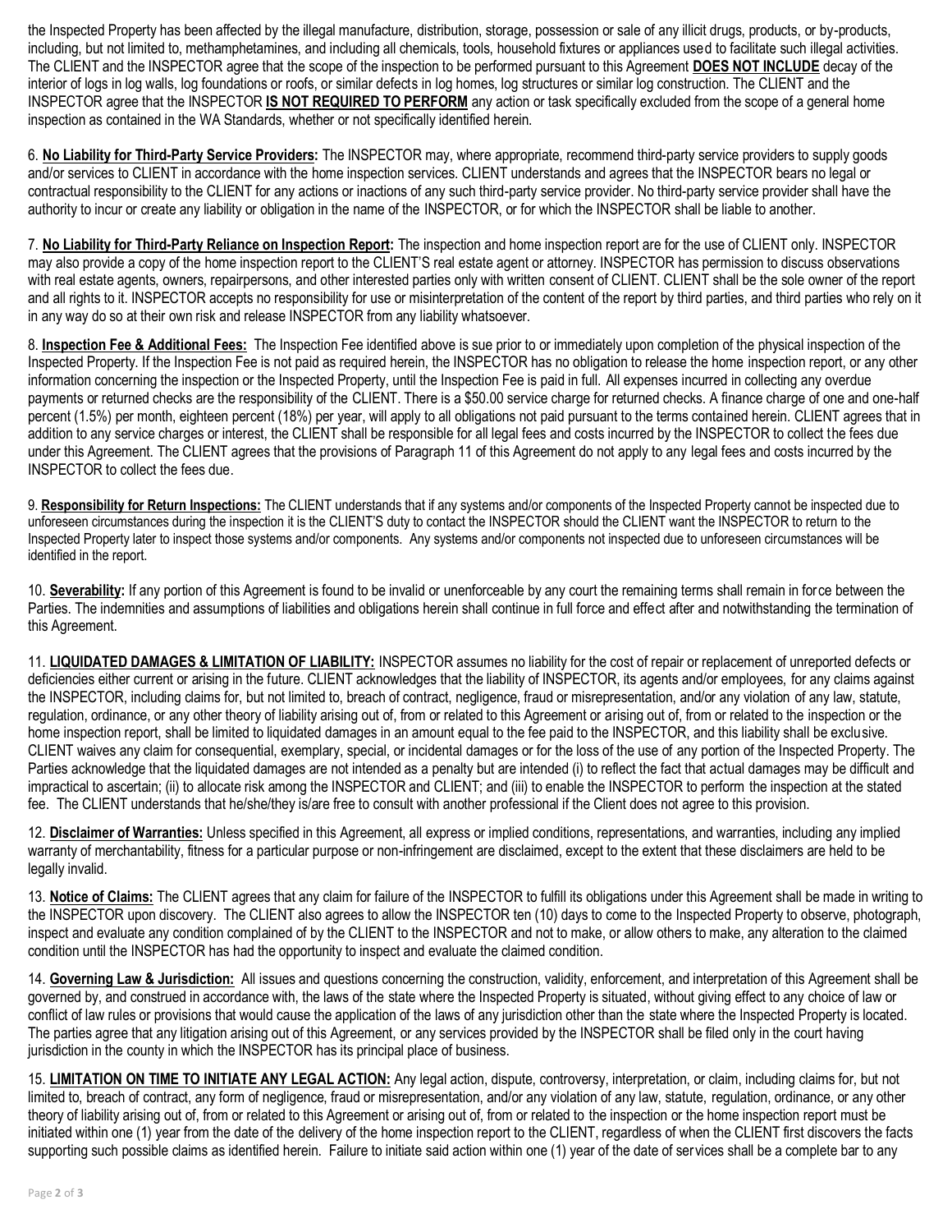the Inspected Property has been affected by the illegal manufacture, distribution, storage, possession or sale of any illicit drugs, products, or by-products, including, but not limited to, methamphetamines, and including all chemicals, tools, household fixtures or appliances used to facilitate such illegal activities. The CLIENT and the INSPECTOR agree that the scope of the inspection to be performed pursuant to this Agreement **DOES NOT INCLUDE** decay of the interior of logs in log walls, log foundations or roofs, or similar defects in log homes, log structures or similar log construction. The CLIENT and the INSPECTOR agree that the INSPECTOR **IS NOT REQUIRED TO PERFORM** any action or task specifically excluded from the scope of a general home inspection as contained in the WA Standards, whether or not specifically identified herein.

6. **No Liability for Third-Party Service Providers:** The INSPECTOR may, where appropriate, recommend third-party service providers to supply goods and/or services to CLIENT in accordance with the home inspection services. CLIENT understands and agrees that the INSPECTOR bears no legal or contractual responsibility to the CLIENT for any actions or inactions of any such third-party service provider. No third-party service provider shall have the authority to incur or create any liability or obligation in the name of the INSPECTOR, or for which the INSPECTOR shall be liable to another.

7. **No Liability for Third-Party Reliance on Inspection Report:** The inspection and home inspection report are for the use of CLIENT only. INSPECTOR may also provide a copy of the home inspection report to the CLIENT'S real estate agent or attorney. INSPECTOR has permission to discuss observations with real estate agents, owners, repairpersons, and other interested parties only with written consent of CLIENT. CLIENT shall be the sole owner of the report and all rights to it. INSPECTOR accepts no responsibility for use or misinterpretation of the content of the report by third parties, and third parties who rely on it in any way do so at their own risk and release INSPECTOR from any liability whatsoever.

8. **Inspection Fee & Additional Fees:** The Inspection Fee identified above is sue prior to or immediately upon completion of the physical inspection of the Inspected Property. If the Inspection Fee is not paid as required herein, the INSPECTOR has no obligation to release the home inspection report, or any other information concerning the inspection or the Inspected Property, until the Inspection Fee is paid in full. All expenses incurred in collecting any overdue payments or returned checks are the responsibility of the CLIENT. There is a $50.00 service charge for returned checks. A finance charge of one and one-half percent (1.5%) per month, eighteen percent (18%) per year, will apply to all obligations not paid pursuant to the terms contained herein. CLIENT agrees that in addition to any service charges or interest, the CLIENT shall be responsible for all legal fees and costs incurred by the INSPECTOR to collect the fees due under this Agreement. The CLIENT agrees that the provisions of Paragraph 11 of this Agreement do not apply to any legal fees and costs incurred by the INSPECTOR to collect the fees due.

9. **Responsibility for Return Inspections:** The CLIENT understands that if any systems and/or components of the Inspected Property cannot be inspected due to unforeseen circumstances during the inspection it is the CLIENT'S duty to contact the INSPECTOR should the CLIENT want the INSPECTOR to return to the Inspected Property later to inspect those systems and/or components. Any systems and/or components not inspected due to unforeseen circumstances will be identified in the report.

10. **Severability:** If any portion of this Agreement is found to be invalid or unenforceable by any court the remaining terms shall remain in force between the Parties. The indemnities and assumptions of liabilities and obligations herein shall continue in full force and effect after and notwithstanding the termination of this Agreement.

11. **LIQUIDATED DAMAGES & LIMITATION OF LIABILITY:** INSPECTOR assumes no liability for the cost of repair or replacement of unreported defects or deficiencies either current or arising in the future. CLIENT acknowledges that the liability of INSPECTOR, its agents and/or employees, for any claims against the INSPECTOR, including claims for, but not limited to, breach of contract, negligence, fraud or misrepresentation, and/or any violation of any law, statute, regulation, ordinance, or any other theory of liability arising out of, from or related to this Agreement or arising out of, from or related to the inspection or the home inspection report, shall be limited to liquidated damages in an amount equal to the fee paid to the INSPECTOR, and this liability shall be exclusive. CLIENT waives any claim for consequential, exemplary, special, or incidental damages or for the loss of the use of any portion of the Inspected Property. The Parties acknowledge that the liquidated damages are not intended as a penalty but are intended (i) to reflect the fact that actual damages may be difficult and impractical to ascertain; (ii) to allocate risk among the INSPECTOR and CLIENT; and (iii) to enable the INSPECTOR to perform the inspection at the stated fee. The CLIENT understands that he/she/they is/are free to consult with another professional if the Client does not agree to this provision.

12. **Disclaimer of Warranties:** Unless specified in this Agreement, all express or implied conditions, representations, and warranties, including any implied warranty of merchantability, fitness for a particular purpose or non-infringement are disclaimed, except to the extent that these disclaimers are held to be legally invalid.

13. **Notice of Claims:** The CLIENT agrees that any claim for failure of the INSPECTOR to fulfill its obligations under this Agreement shall be made in writing to the INSPECTOR upon discovery. The CLIENT also agrees to allow the INSPECTOR ten (10) days to come to the Inspected Property to observe, photograph, inspect and evaluate any condition complained of by the CLIENT to the INSPECTOR and not to make, or allow others to make, any alteration to the claimed condition until the INSPECTOR has had the opportunity to inspect and evaluate the claimed condition.

14. **Governing Law & Jurisdiction:** All issues and questions concerning the construction, validity, enforcement, and interpretation of this Agreement shall be governed by, and construed in accordance with, the laws of the state where the Inspected Property is situated, without giving effect to any choice of law or conflict of law rules or provisions that would cause the application of the laws of any jurisdiction other than the state where the Inspected Property is located. The parties agree that any litigation arising out of this Agreement, or any services provided by the INSPECTOR shall be filed only in the court having jurisdiction in the county in which the INSPECTOR has its principal place of business.

15. **LIMITATION ON TIME TO INITIATE ANY LEGAL ACTION:** Any legal action, dispute, controversy, interpretation, or claim, including claims for, but not limited to, breach of contract, any form of negligence, fraud or misrepresentation, and/or any violation of any law, statute, regulation, ordinance, or any other theory of liability arising out of, from or related to this Agreement or arising out of, from or related to the inspection or the home inspection report must be initiated within one (1) year from the date of the delivery of the home inspection report to the CLIENT, regardless of when the CLIENT first discovers the facts supporting such possible claims as identified herein. Failure to initiate said action within one (1) year of the date of services shall be a complete bar to any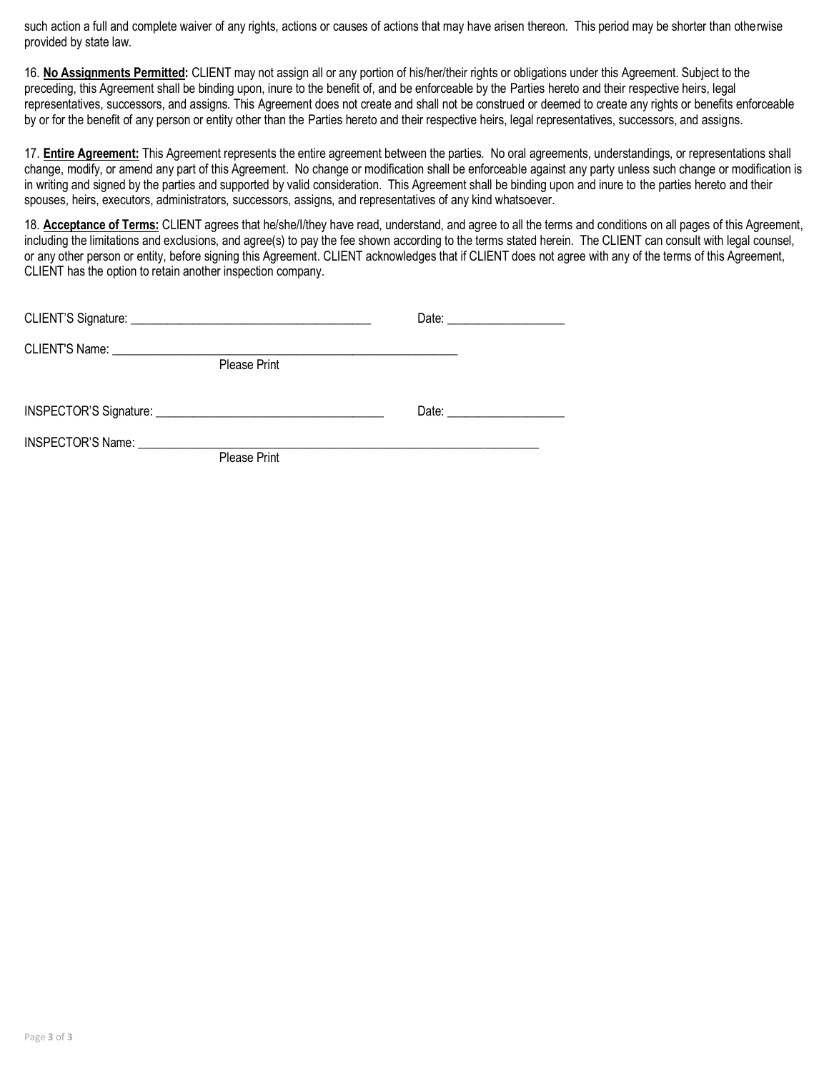such action a full and complete waiver of any rights, actions or causes of actions that may have arisen thereon. This period may be shorter than otherwise provided by state law.

16. **No Assignments Permitted:** CLIENT may not assign all or any portion of his/her/their rights or obligations under this Agreement. Subject to the preceding, this Agreement shall be binding upon, inure to the benefit of, and be enforceable by the Parties hereto and their respective heirs, legal representatives, successors, and assigns. This Agreement does not create and shall not be construed or deemed to create any rights or benefits enforceable by or for the benefit of any person or entity other than the Parties hereto and their respective heirs, legal representatives, successors, and assigns.

17. **Entire Agreement:** This Agreement represents the entire agreement between the parties. No oral agreements, understandings, or representations shall change, modify, or amend any part of this Agreement. No change or modification shall be enforceable against any party unless such change or modification is in writing and signed by the parties and supported by valid consideration. This Agreement shall be binding upon and inure to the parties hereto and their spouses, heirs, executors, administrators, successors, assigns, and representatives of any kind whatsoever.

18. **Acceptance of Terms:** CLIENT agrees that he/she/I/they have read, understand, and agree to all the terms and conditions on all pages of this Agreement, including the limitations and exclusions, and agree(s) to pay the fee shown according to the terms stated herein. The CLIENT can consult with legal counsel, or any other person or entity, before signing this Agreement. CLIENT acknowledges that if CLIENT does not agree with any of the terms of this Agreement, CLIENT has the option to retain another inspection company.

CLIENT'S Signature: ______________________________________ Date: ___________________

CLIENT'S Name: ___________________________________________________________
Please Print

INSPECTOR'S Signature: ___________________________________ Date: ___________________

INSPECTOR'S Name: ______________________________________________________________
Please Print